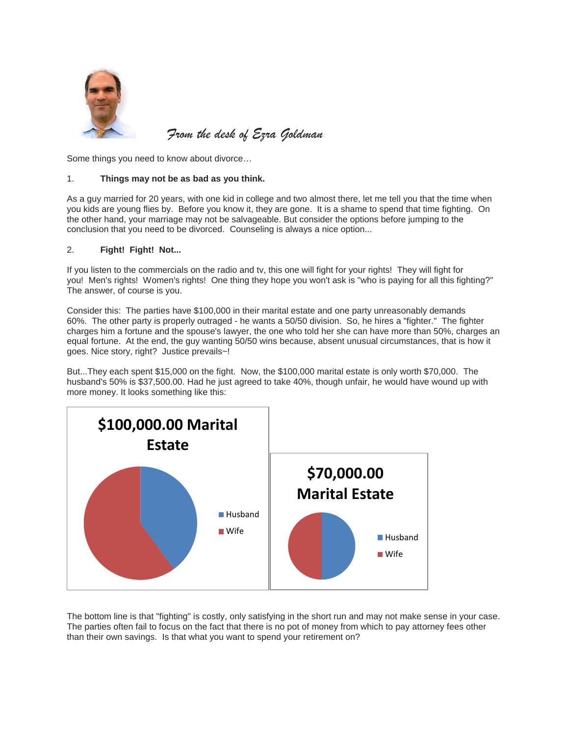*From the desk of Ezra Goldman*

Some things you need to know about divorce…

1. **Things may not be as bad as you think.**

As a guy married for 20 years, with one kid in college and two almost there, let me tell you that the time when you kids are young flies by. Before you know it, they are gone. It is a shame to spend that time fighting. On the other hand, your marriage may not be salvageable. But consider the options before jumping to the conclusion that you need to be divorced. Counseling is always a nice option...

2. **Fight! Fight! Not...**

If you listen to the commercials on the radio and tv, this one will fight for your rights! They will fight for you! Men's rights! Women's rights! One thing they hope you won't ask is "who is paying for all this fighting?" The answer, of course is you.

Consider this: The parties have $100,000 in their marital estate and one party unreasonably demands 60%. The other party is properly outraged - he wants a 50/50 division. So, he hires a "fighter." The fighter charges him a fortune and the spouse's lawyer, the one who told her she can have more than 50%, charges an equal fortune. At the end, the guy wanting 50/50 wins because, absent unusual circumstances, that is how it goes. Nice story, right? Justice prevails~!

But...They each spent $15,000 on the fight. Now, the $100,000 marital estate is only worth $70,000. The husband's 50% is $37,500.00. Had he just agreed to take 40%, though unfair, he would have wound up with more money. It looks something like this:

**$100,000.00 Marital Estate**

- Husband
- Wife

**$70,000.00 Marital Estate**

- Husband
- Wife

The bottom line is that "fighting" is costly, only satisfying in the short run and may not make sense in your case. The parties often fail to focus on the fact that there is no pot of money from which to pay attorney fees other than their own savings. Is that what you want to spend your retirement on?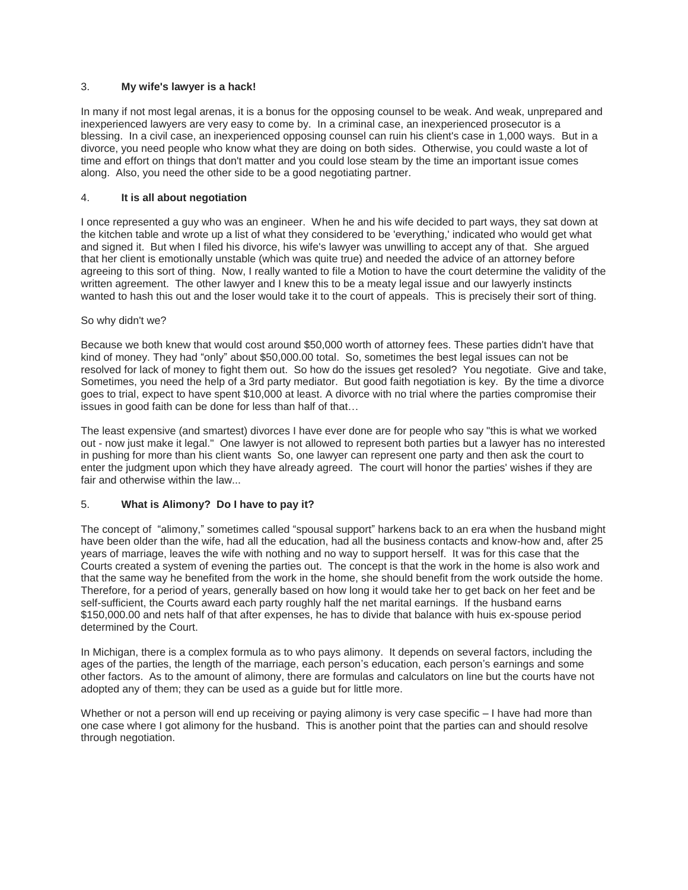3. **My wife's lawyer is a hack!**

In many if not most legal arenas, it is a bonus for the opposing counsel to be weak. And weak, unprepared and inexperienced lawyers are very easy to come by. In a criminal case, an inexperienced prosecutor is a blessing. In a civil case, an inexperienced opposing counsel can ruin his client's case in 1,000 ways. But in a divorce, you need people who know what they are doing on both sides. Otherwise, you could waste a lot of time and effort on things that don't matter and you could lose steam by the time an important issue comes along. Also, you need the other side to be a good negotiating partner.

4. **It is all about negotiation**

I once represented a guy who was an engineer. When he and his wife decided to part ways, they sat down at the kitchen table and wrote up a list of what they considered to be 'everything,' indicated who would get what and signed it. But when I filed his divorce, his wife's lawyer was unwilling to accept any of that. She argued that her client is emotionally unstable (which was quite true) and needed the advice of an attorney before agreeing to this sort of thing. Now, I really wanted to file a Motion to have the court determine the validity of the written agreement. The other lawyer and I knew this to be a meaty legal issue and our lawyerly instincts wanted to hash this out and the loser would take it to the court of appeals. This is precisely their sort of thing.

So why didn't we?

Because we both knew that would cost around $50,000 worth of attorney fees. These parties didn't have that kind of money. They had "only" about $50,000.00 total. So, sometimes the best legal issues can not be resolved for lack of money to fight them out. So how do the issues get resoled? You negotiate. Give and take, Sometimes, you need the help of a 3rd party mediator. But good faith negotiation is key. By the time a divorce goes to trial, expect to have spent $10,000 at least. A divorce with no trial where the parties compromise their issues in good faith can be done for less than half of that…

The least expensive (and smartest) divorces I have ever done are for people who say "this is what we worked out - now just make it legal." One lawyer is not allowed to represent both parties but a lawyer has no interested in pushing for more than his client wants So, one lawyer can represent one party and then ask the court to enter the judgment upon which they have already agreed. The court will honor the parties' wishes if they are fair and otherwise within the law...

5. **What is Alimony? Do I have to pay it?**

The concept of "alimony," sometimes called "spousal support" harkens back to an era when the husband might have been older than the wife, had all the education, had all the business contacts and know-how and, after 25 years of marriage, leaves the wife with nothing and no way to support herself. It was for this case that the Courts created a system of evening the parties out. The concept is that the work in the home is also work and that the same way he benefited from the work in the home, she should benefit from the work outside the home. Therefore, for a period of years, generally based on how long it would take her to get back on her feet and be self-sufficient, the Courts award each party roughly half the net marital earnings. If the husband earns $150,000.00 and nets half of that after expenses, he has to divide that balance with huis ex-spouse period determined by the Court.

In Michigan, there is a complex formula as to who pays alimony. It depends on several factors, including the ages of the parties, the length of the marriage, each person's education, each person's earnings and some other factors. As to the amount of alimony, there are formulas and calculators on line but the courts have not adopted any of them; they can be used as a guide but for little more.

Whether or not a person will end up receiving or paying alimony is very case specific – I have had more than one case where I got alimony for the husband. This is another point that the parties can and should resolve through negotiation.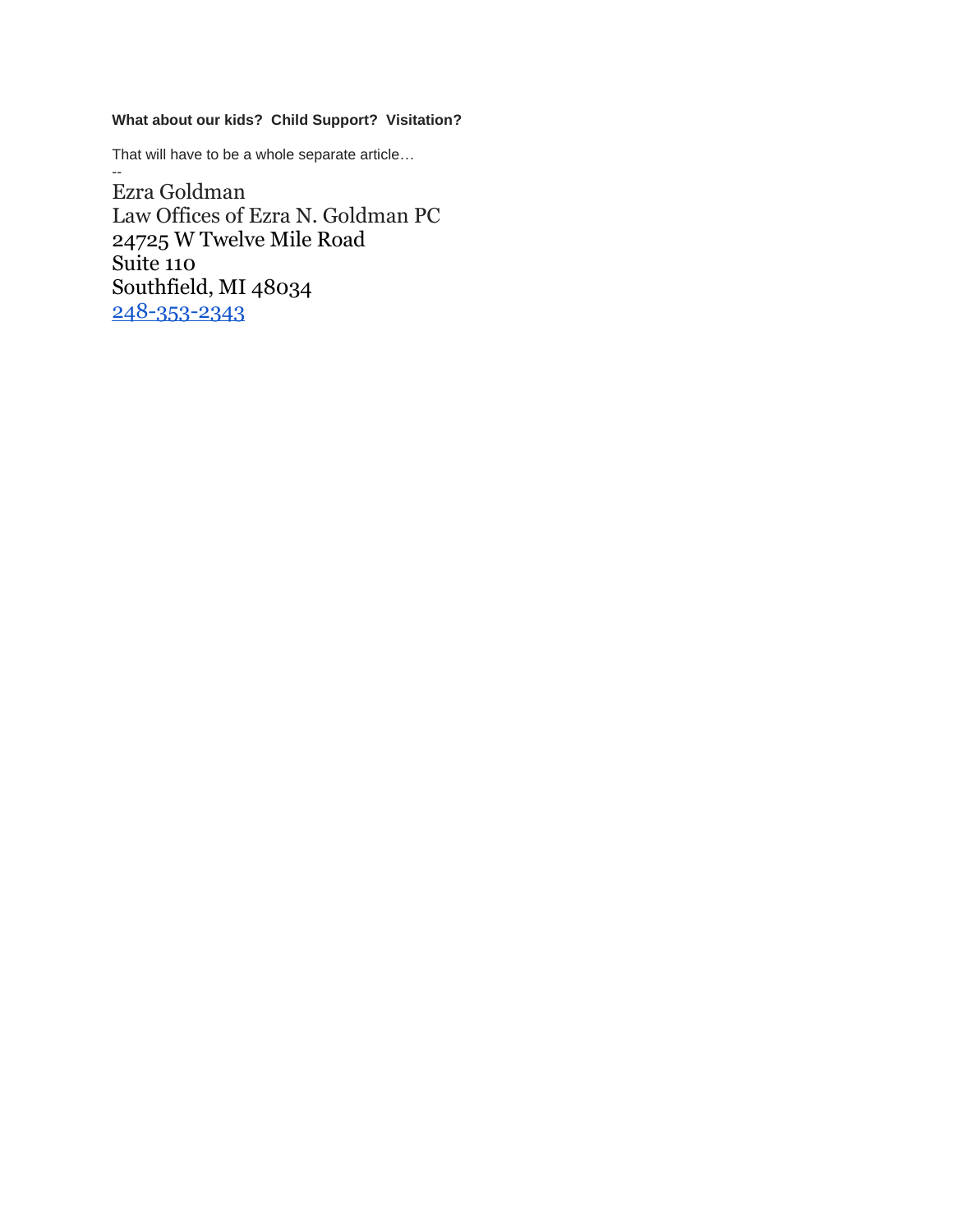**What about our kids?  Child Support?  Visitation?**

That will have to be a whole separate article…

--
Ezra Goldman  
Law Offices of Ezra N. Goldman PC  
24725 W Twelve Mile Road  
Suite 110  
Southfield, MI 48034  
248-353-2343